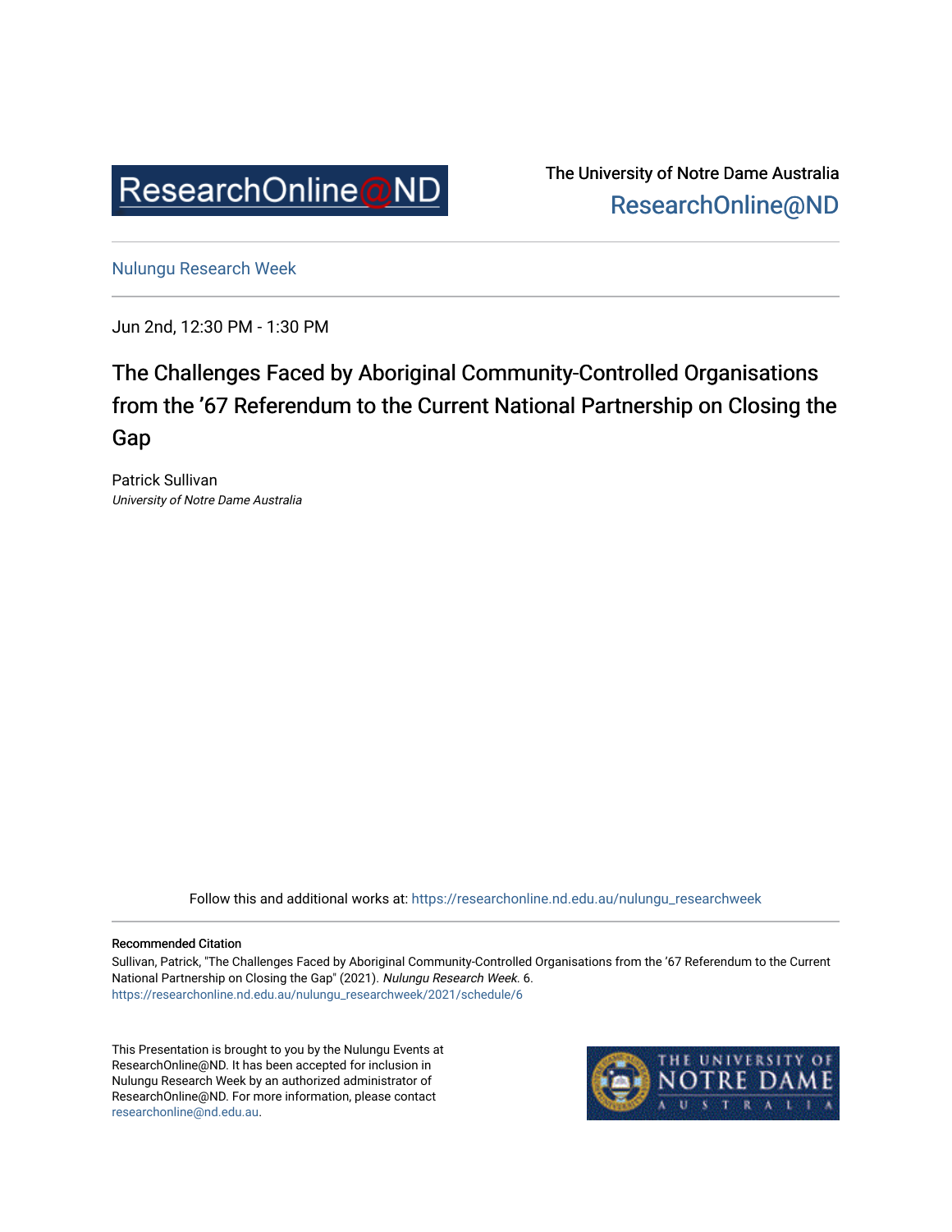ResearchOnline@ND

The University of Notre Dame Australia
ResearchOnline@ND

Nulungu Research Week

Jun 2nd, 12:30 PM - 1:30 PM

# The Challenges Faced by Aboriginal Community-Controlled Organisations from the ’67 Referendum to the Current National Partnership on Closing the Gap

Patrick Sullivan
*University of Notre Dame Australia*

Follow this and additional works at: https://researchonline.nd.edu.au/nulungu_researchweek

**Recommended Citation**
Sullivan, Patrick, "The Challenges Faced by Aboriginal Community-Controlled Organisations from the ’67 Referendum to the Current National Partnership on Closing the Gap" (2021). *Nulungu Research Week*. 6.
https://researchonline.nd.edu.au/nulungu_researchweek/2021/schedule/6

This Presentation is brought to you by the Nulungu Events at ResearchOnline@ND. It has been accepted for inclusion in Nulungu Research Week by an authorized administrator of ResearchOnline@ND. For more information, please contact researchonline@nd.edu.au.

THE UNIVERSITY OF NOTRE DAME AUSTRALIA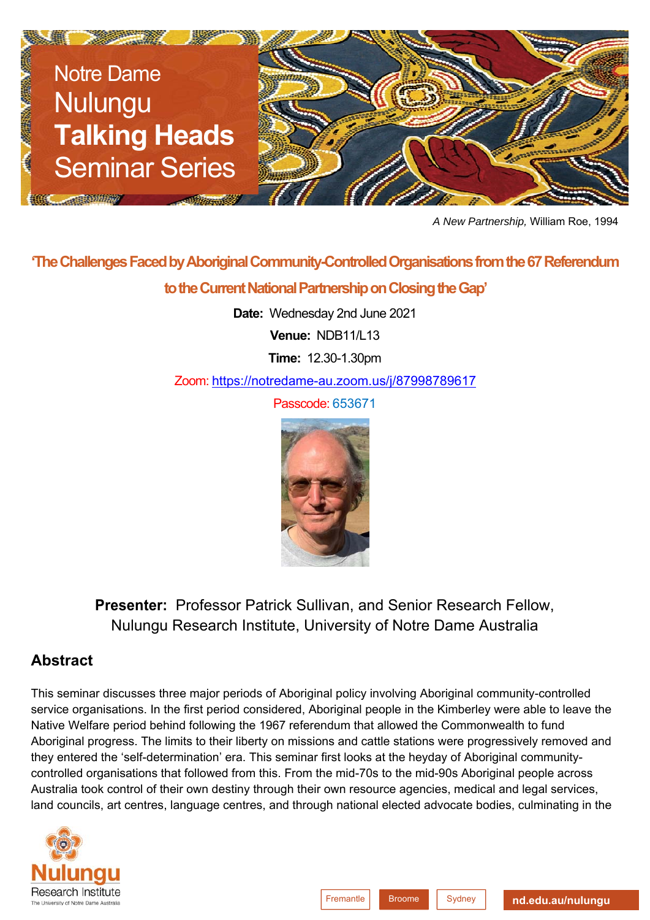# Notre Dame Nulungu **Talking Heads** Seminar Series

*A New Partnership,* William Roe, 1994

## 'The Challenges Faced by Aboriginal Community-Controlled Organisations from the 67 Referendum to the Current National Partnership on Closing the Gap'

**Date:** Wednesday 2nd June 2021

**Venue:** NDB11/L13

**Time:** 12.30-1.30pm

Zoom: https://notredame-au.zoom.us/j/87998789617

Passcode: 653671

**Presenter:** Professor Patrick Sullivan, and Senior Research Fellow, Nulungu Research Institute, University of Notre Dame Australia

## Abstract

This seminar discusses three major periods of Aboriginal policy involving Aboriginal community-controlled service organisations. In the first period considered, Aboriginal people in the Kimberley were able to leave the Native Welfare period behind following the 1967 referendum that allowed the Commonwealth to fund Aboriginal progress. The limits to their liberty on missions and cattle stations were progressively removed and they entered the 'self-determination' era. This seminar first looks at the heyday of Aboriginal community-controlled organisations that followed from this. From the mid-70s to the mid-90s Aboriginal people across Australia took control of their own destiny through their own resource agencies, medical and legal services, land councils, art centres, language centres, and through national elected advocate bodies, culminating in the

Nulungu Research Institute
The University of Notre Dame Australia

Fremantle | Broome | Sydney | nd.edu.au/nulungu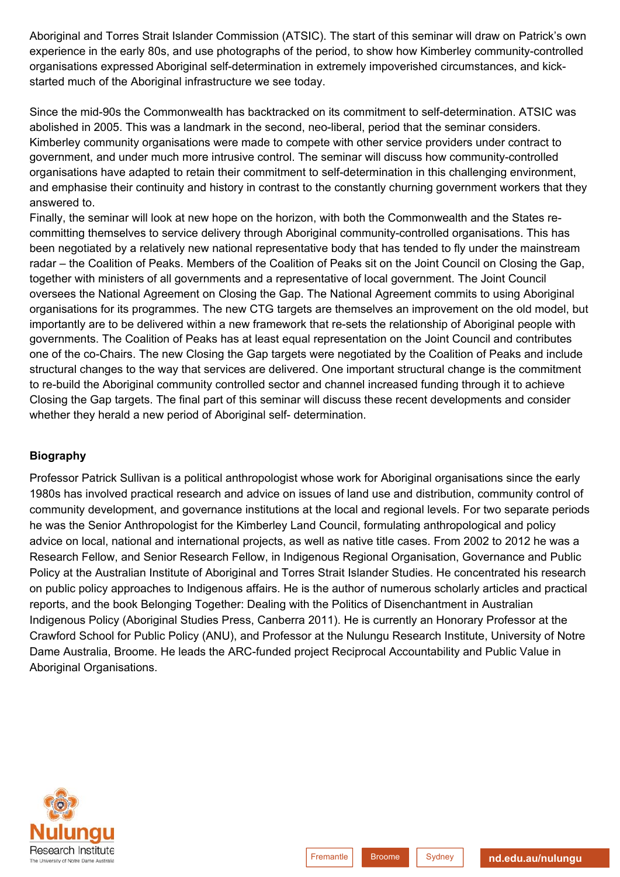Aboriginal and Torres Strait Islander Commission (ATSIC). The start of this seminar will draw on Patrick's own experience in the early 80s, and use photographs of the period, to show how Kimberley community-controlled organisations expressed Aboriginal self-determination in extremely impoverished circumstances, and kick-started much of the Aboriginal infrastructure we see today.

Since the mid-90s the Commonwealth has backtracked on its commitment to self-determination. ATSIC was abolished in 2005. This was a landmark in the second, neo-liberal, period that the seminar considers. Kimberley community organisations were made to compete with other service providers under contract to government, and under much more intrusive control. The seminar will discuss how community-controlled organisations have adapted to retain their commitment to self-determination in this challenging environment, and emphasise their continuity and history in contrast to the constantly churning government workers that they answered to.

Finally, the seminar will look at new hope on the horizon, with both the Commonwealth and the States re-committing themselves to service delivery through Aboriginal community-controlled organisations. This has been negotiated by a relatively new national representative body that has tended to fly under the mainstream radar – the Coalition of Peaks. Members of the Coalition of Peaks sit on the Joint Council on Closing the Gap, together with ministers of all governments and a representative of local government. The Joint Council oversees the National Agreement on Closing the Gap. The National Agreement commits to using Aboriginal organisations for its programmes. The new CTG targets are themselves an improvement on the old model, but importantly are to be delivered within a new framework that re-sets the relationship of Aboriginal people with governments. The Coalition of Peaks has at least equal representation on the Joint Council and contributes one of the co-Chairs. The new Closing the Gap targets were negotiated by the Coalition of Peaks and include structural changes to the way that services are delivered. One important structural change is the commitment to re-build the Aboriginal community controlled sector and channel increased funding through it to achieve Closing the Gap targets. The final part of this seminar will discuss these recent developments and consider whether they herald a new period of Aboriginal self- determination.

**Biography**

Professor Patrick Sullivan is a political anthropologist whose work for Aboriginal organisations since the early 1980s has involved practical research and advice on issues of land use and distribution, community control of community development, and governance institutions at the local and regional levels. For two separate periods he was the Senior Anthropologist for the Kimberley Land Council, formulating anthropological and policy advice on local, national and international projects, as well as native title cases. From 2002 to 2012 he was a Research Fellow, and Senior Research Fellow, in Indigenous Regional Organisation, Governance and Public Policy at the Australian Institute of Aboriginal and Torres Strait Islander Studies. He concentrated his research on public policy approaches to Indigenous affairs. He is the author of numerous scholarly articles and practical reports, and the book Belonging Together: Dealing with the Politics of Disenchantment in Australian Indigenous Policy (Aboriginal Studies Press, Canberra 2011). He is currently an Honorary Professor at the Crawford School for Public Policy (ANU), and Professor at the Nulungu Research Institute, University of Notre Dame Australia, Broome. He leads the ARC-funded project Reciprocal Accountability and Public Value in Aboriginal Organisations.